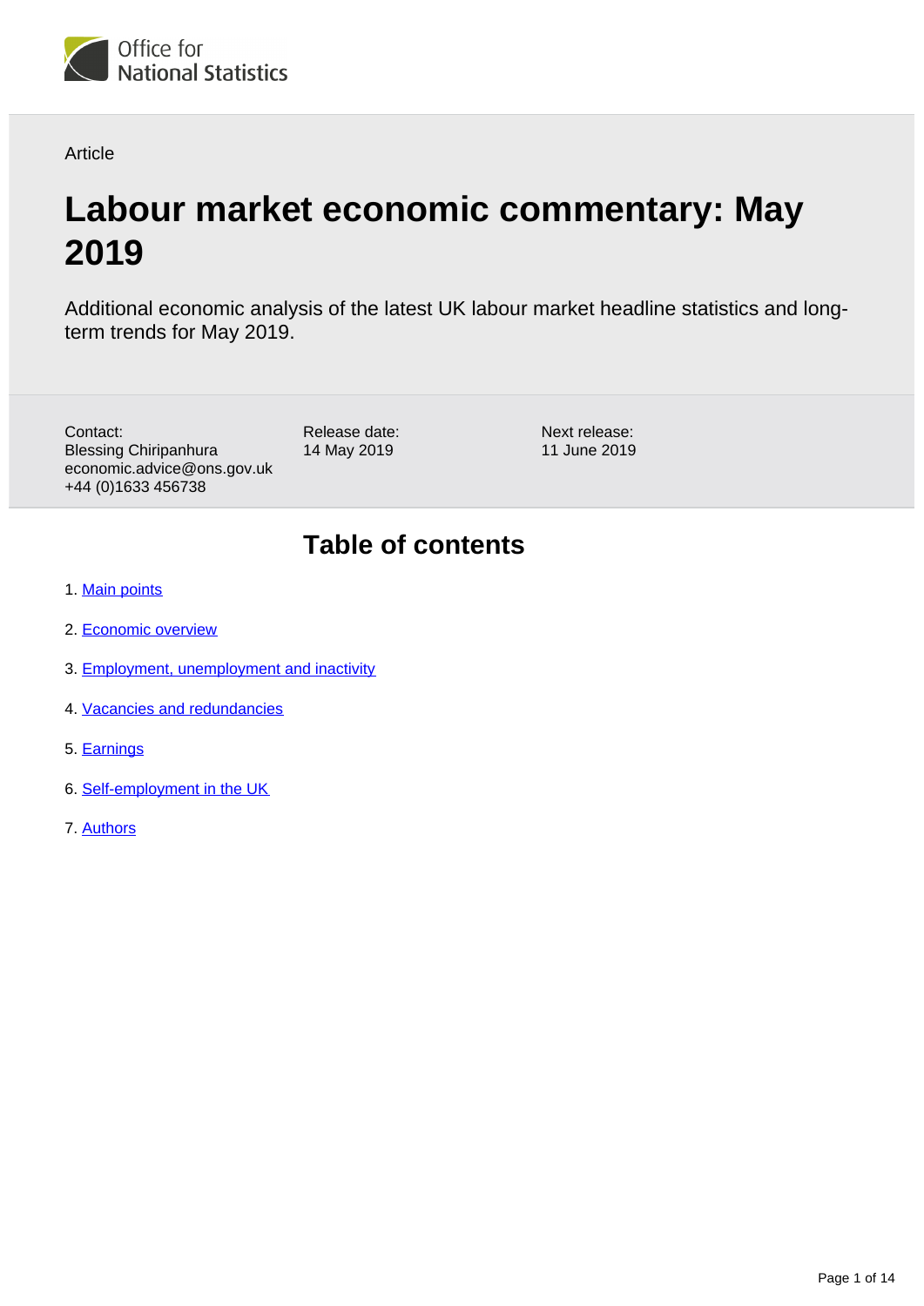Office for National Statistics

Article

# Labour market economic commentary: May 2019

Additional economic analysis of the latest UK labour market headline statistics and long-term trends for May 2019.

Contact:
Blessing Chiripanhura
economic.advice@ons.gov.uk
+44 (0)1633 456738

Release date:
14 May 2019

Next release:
11 June 2019

## Table of contents

1. Main points
2. Economic overview
3. Employment, unemployment and inactivity
4. Vacancies and redundancies
5. Earnings
6. Self-employment in the UK
7. Authors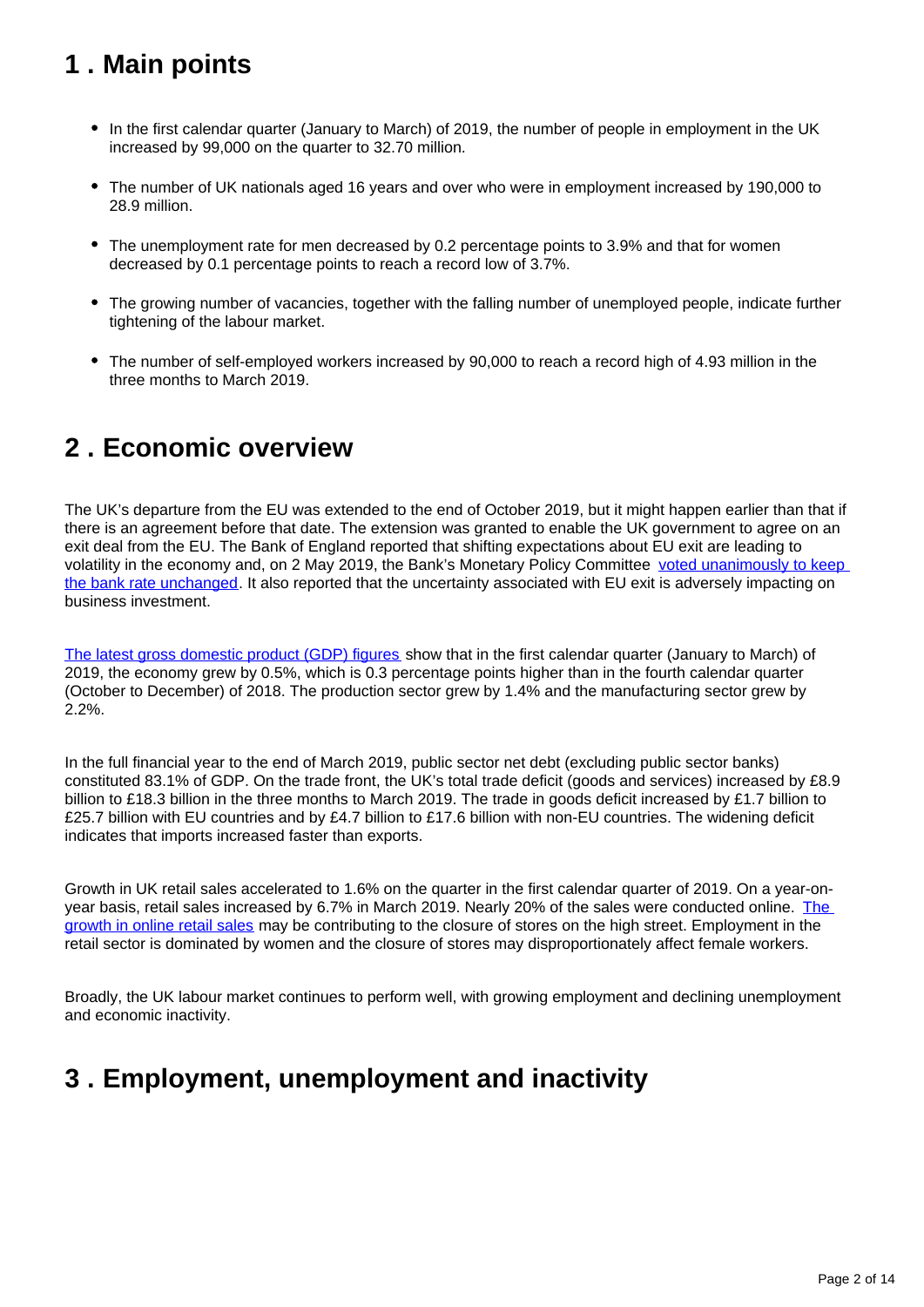## 1 . Main points

- In the first calendar quarter (January to March) of 2019, the number of people in employment in the UK increased by 99,000 on the quarter to 32.70 million.
- The number of UK nationals aged 16 years and over who were in employment increased by 190,000 to 28.9 million.
- The unemployment rate for men decreased by 0.2 percentage points to 3.9% and that for women decreased by 0.1 percentage points to reach a record low of 3.7%.
- The growing number of vacancies, together with the falling number of unemployed people, indicate further tightening of the labour market.
- The number of self-employed workers increased by 90,000 to reach a record high of 4.93 million in the three months to March 2019.

## 2 . Economic overview

The UK's departure from the EU was extended to the end of October 2019, but it might happen earlier than that if there is an agreement before that date. The extension was granted to enable the UK government to agree on an exit deal from the EU. The Bank of England reported that shifting expectations about EU exit are leading to volatility in the economy and, on 2 May 2019, the Bank's Monetary Policy Committee voted unanimously to keep the bank rate unchanged. It also reported that the uncertainty associated with EU exit is adversely impacting on business investment.

The latest gross domestic product (GDP) figures show that in the first calendar quarter (January to March) of 2019, the economy grew by 0.5%, which is 0.3 percentage points higher than in the fourth calendar quarter (October to December) of 2018. The production sector grew by 1.4% and the manufacturing sector grew by 2.2%.

In the full financial year to the end of March 2019, public sector net debt (excluding public sector banks) constituted 83.1% of GDP. On the trade front, the UK's total trade deficit (goods and services) increased by £8.9 billion to £18.3 billion in the three months to March 2019. The trade in goods deficit increased by £1.7 billion to £25.7 billion with EU countries and by £4.7 billion to £17.6 billion with non-EU countries. The widening deficit indicates that imports increased faster than exports.

Growth in UK retail sales accelerated to 1.6% on the quarter in the first calendar quarter of 2019. On a year-on-year basis, retail sales increased by 6.7% in March 2019. Nearly 20% of the sales were conducted online. The growth in online retail sales may be contributing to the closure of stores on the high street. Employment in the retail sector is dominated by women and the closure of stores may disproportionately affect female workers.

Broadly, the UK labour market continues to perform well, with growing employment and declining unemployment and economic inactivity.

## 3 . Employment, unemployment and inactivity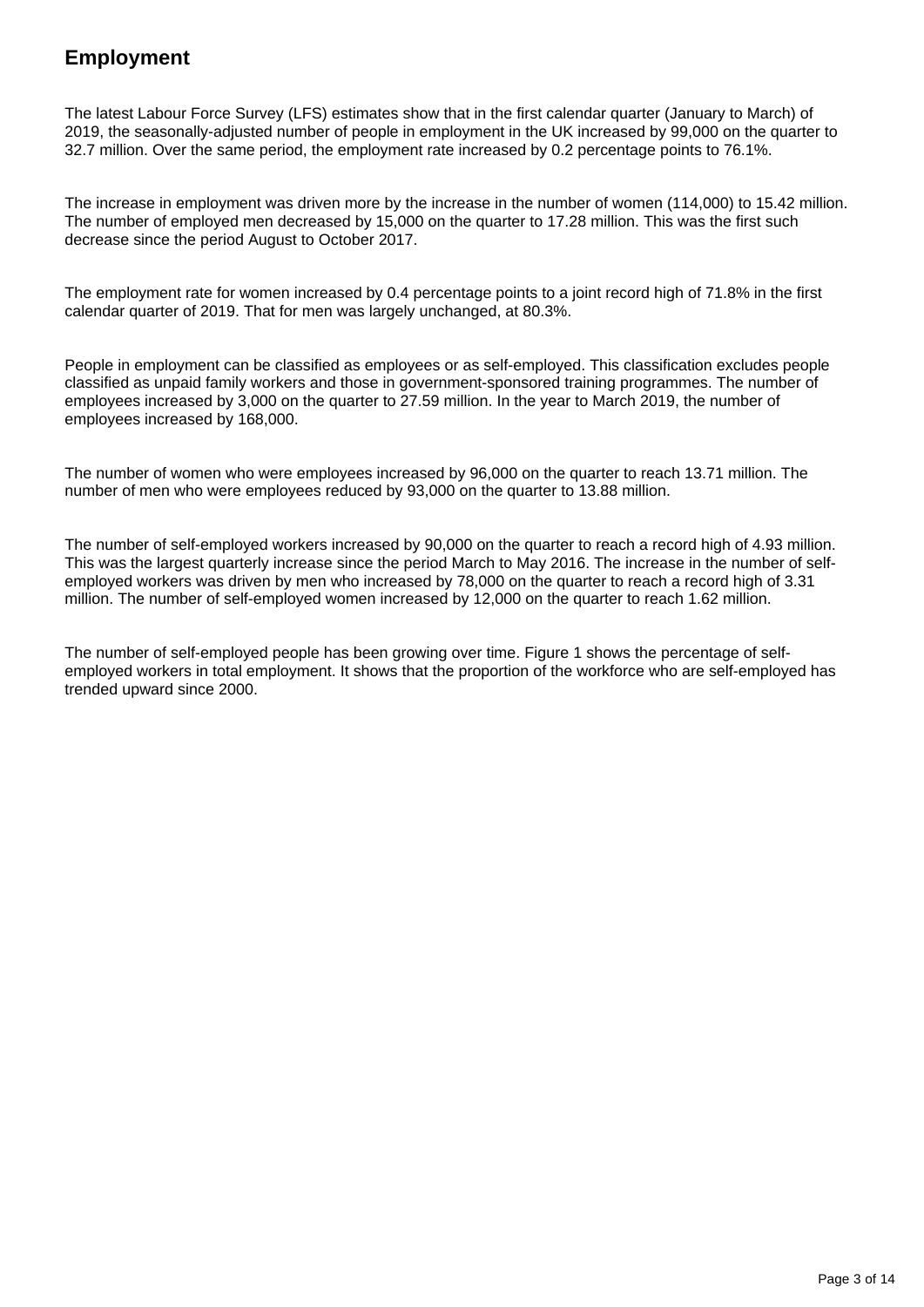## Employment

The latest Labour Force Survey (LFS) estimates show that in the first calendar quarter (January to March) of 2019, the seasonally-adjusted number of people in employment in the UK increased by 99,000 on the quarter to 32.7 million. Over the same period, the employment rate increased by 0.2 percentage points to 76.1%.

The increase in employment was driven more by the increase in the number of women (114,000) to 15.42 million. The number of employed men decreased by 15,000 on the quarter to 17.28 million. This was the first such decrease since the period August to October 2017.

The employment rate for women increased by 0.4 percentage points to a joint record high of 71.8% in the first calendar quarter of 2019. That for men was largely unchanged, at 80.3%.

People in employment can be classified as employees or as self-employed. This classification excludes people classified as unpaid family workers and those in government-sponsored training programmes. The number of employees increased by 3,000 on the quarter to 27.59 million. In the year to March 2019, the number of employees increased by 168,000.

The number of women who were employees increased by 96,000 on the quarter to reach 13.71 million. The number of men who were employees reduced by 93,000 on the quarter to 13.88 million.

The number of self-employed workers increased by 90,000 on the quarter to reach a record high of 4.93 million. This was the largest quarterly increase since the period March to May 2016. The increase in the number of self-employed workers was driven by men who increased by 78,000 on the quarter to reach a record high of 3.31 million. The number of self-employed women increased by 12,000 on the quarter to reach 1.62 million.

The number of self-employed people has been growing over time. Figure 1 shows the percentage of self-employed workers in total employment. It shows that the proportion of the workforce who are self-employed has trended upward since 2000.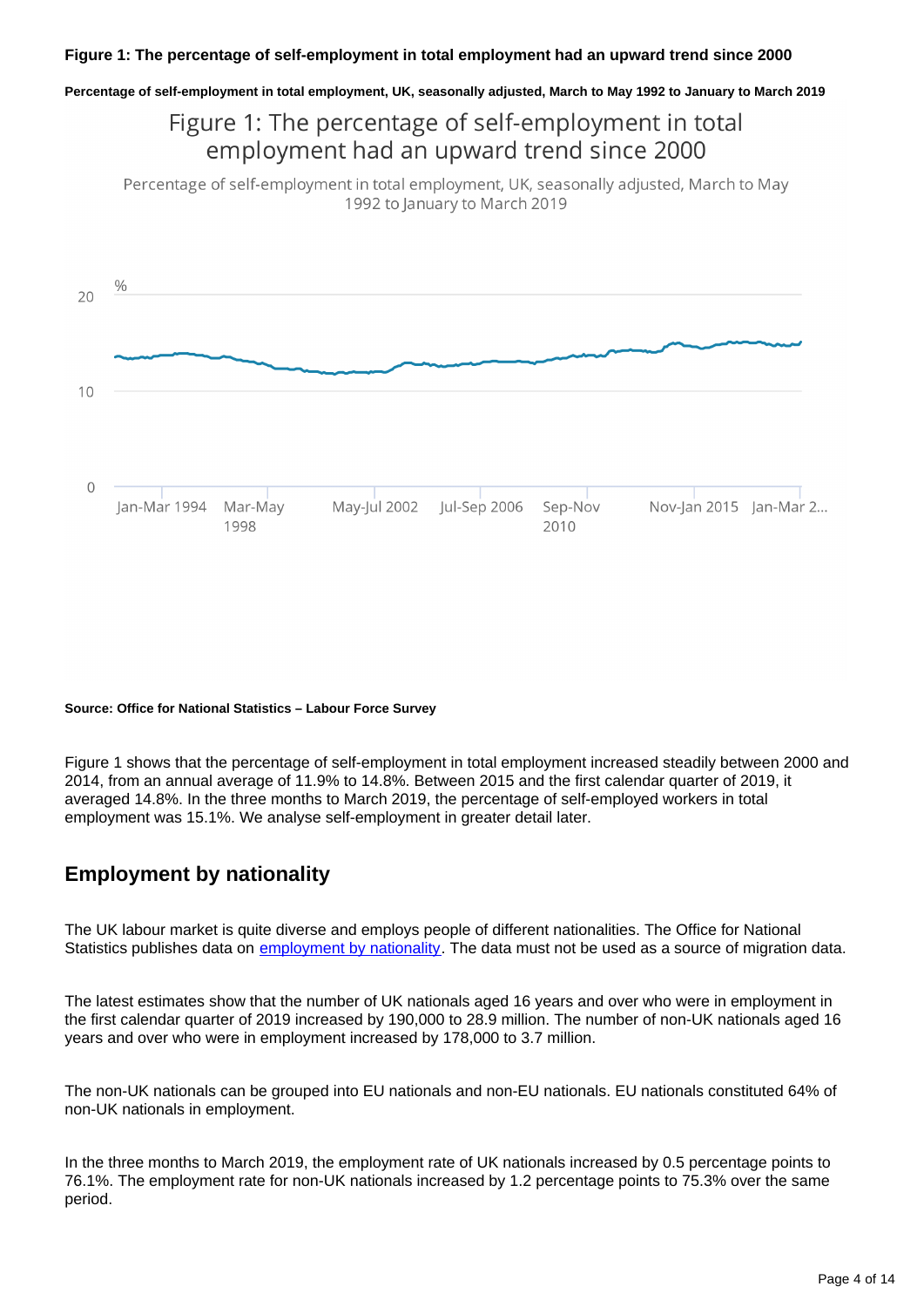**Figure 1: The percentage of self-employment in total employment had an upward trend since 2000**

**Percentage of self-employment in total employment, UK, seasonally adjusted, March to May 1992 to January to March 2019**

**Source: Office for National Statistics – Labour Force Survey**

Figure 1 shows that the percentage of self-employment in total employment increased steadily between 2000 and 2014, from an annual average of 11.9% to 14.8%. Between 2015 and the first calendar quarter of 2019, it averaged 14.8%. In the three months to March 2019, the percentage of self-employed workers in total employment was 15.1%. We analyse self-employment in greater detail later.

## Employment by nationality

The UK labour market is quite diverse and employs people of different nationalities. The Office for National Statistics publishes data on employment by nationality. The data must not be used as a source of migration data.

The latest estimates show that the number of UK nationals aged 16 years and over who were in employment in the first calendar quarter of 2019 increased by 190,000 to 28.9 million. The number of non-UK nationals aged 16 years and over who were in employment increased by 178,000 to 3.7 million.

The non-UK nationals can be grouped into EU nationals and non-EU nationals. EU nationals constituted 64% of non-UK nationals in employment.

In the three months to March 2019, the employment rate of UK nationals increased by 0.5 percentage points to 76.1%. The employment rate for non-UK nationals increased by 1.2 percentage points to 75.3% over the same period.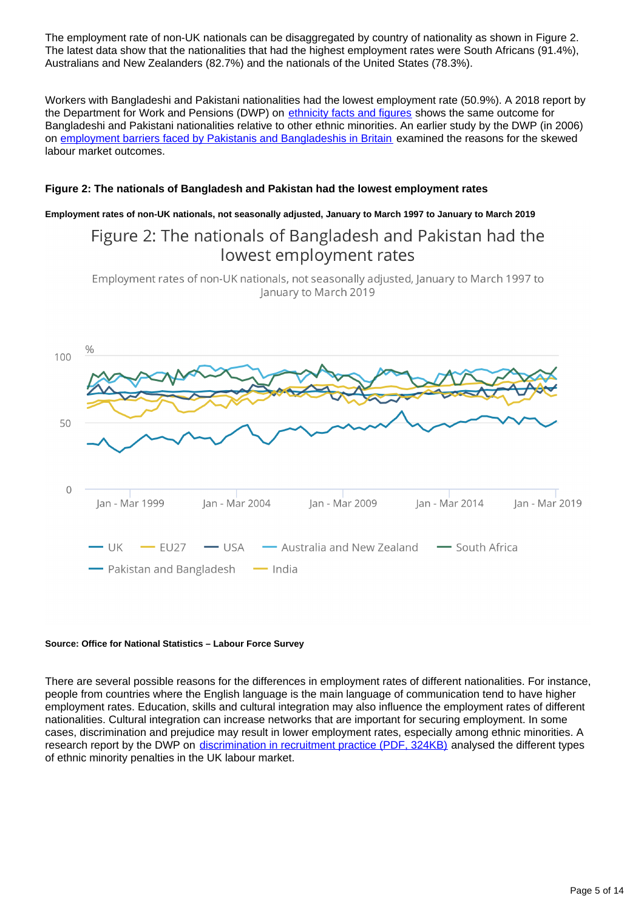The employment rate of non-UK nationals can be disaggregated by country of nationality as shown in Figure 2. The latest data show that the nationalities that had the highest employment rates were South Africans (91.4%), Australians and New Zealanders (82.7%) and the nationals of the United States (78.3%).

Workers with Bangladeshi and Pakistani nationalities had the lowest employment rate (50.9%). A 2018 report by the Department for Work and Pensions (DWP) on ethnicity facts and figures shows the same outcome for Bangladeshi and Pakistani nationalities relative to other ethnic minorities. An earlier study by the DWP (in 2006) on employment barriers faced by Pakistanis and Bangladeshis in Britain examined the reasons for the skewed labour market outcomes.

#### Figure 2: The nationals of Bangladesh and Pakistan had the lowest employment rates

##### Employment rates of non-UK nationals, not seasonally adjusted, January to March 1997 to January to March 2019

Figure 2: The nationals of Bangladesh and Pakistan had the lowest employment rates

Employment rates of non-UK nationals, not seasonally adjusted, January to March 1997 to January to March 2019

%

100

50

0

Jan - Mar 1999 | Jan - Mar 2004 | Jan - Mar 2009 | Jan - Mar 2014 | Jan - Mar 2019

UK | EU27 | USA | Australia and New Zealand | South Africa | Pakistan and Bangladesh | India

**Source: Office for National Statistics – Labour Force Survey**

There are several possible reasons for the differences in employment rates of different nationalities. For instance, people from countries where the English language is the main language of communication tend to have higher employment rates. Education, skills and cultural integration may also influence the employment rates of different nationalities. Cultural integration can increase networks that are important for securing employment. In some cases, discrimination and prejudice may result in lower employment rates, especially among ethnic minorities. A research report by the DWP on discrimination in recruitment practice (PDF, 324KB) analysed the different types of ethnic minority penalties in the UK labour market.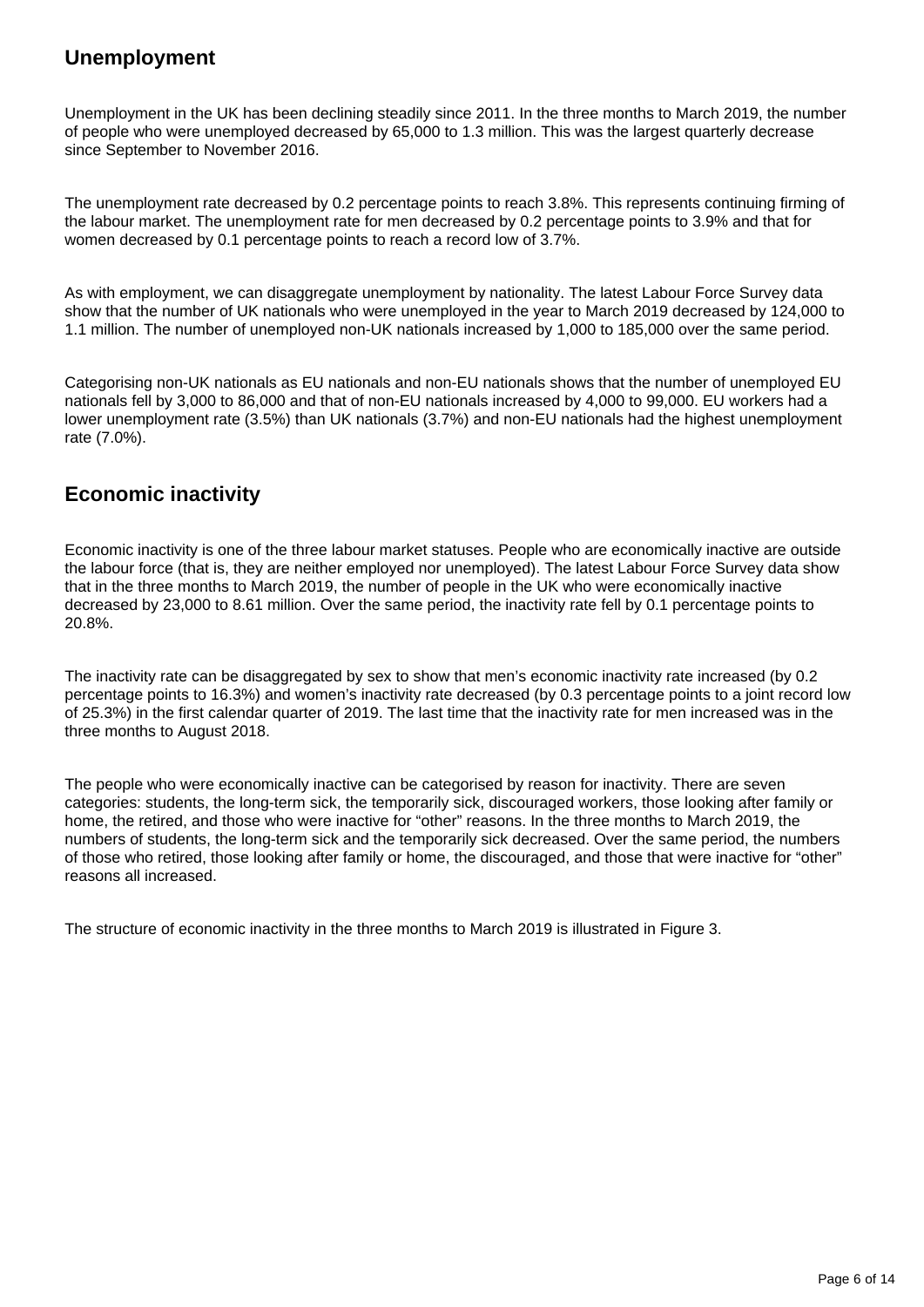## Unemployment

Unemployment in the UK has been declining steadily since 2011. In the three months to March 2019, the number of people who were unemployed decreased by 65,000 to 1.3 million. This was the largest quarterly decrease since September to November 2016.

The unemployment rate decreased by 0.2 percentage points to reach 3.8%. This represents continuing firming of the labour market. The unemployment rate for men decreased by 0.2 percentage points to 3.9% and that for women decreased by 0.1 percentage points to reach a record low of 3.7%.

As with employment, we can disaggregate unemployment by nationality. The latest Labour Force Survey data show that the number of UK nationals who were unemployed in the year to March 2019 decreased by 124,000 to 1.1 million. The number of unemployed non-UK nationals increased by 1,000 to 185,000 over the same period.

Categorising non-UK nationals as EU nationals and non-EU nationals shows that the number of unemployed EU nationals fell by 3,000 to 86,000 and that of non-EU nationals increased by 4,000 to 99,000. EU workers had a lower unemployment rate (3.5%) than UK nationals (3.7%) and non-EU nationals had the highest unemployment rate (7.0%).

## Economic inactivity

Economic inactivity is one of the three labour market statuses. People who are economically inactive are outside the labour force (that is, they are neither employed nor unemployed). The latest Labour Force Survey data show that in the three months to March 2019, the number of people in the UK who were economically inactive decreased by 23,000 to 8.61 million. Over the same period, the inactivity rate fell by 0.1 percentage points to 20.8%.

The inactivity rate can be disaggregated by sex to show that men's economic inactivity rate increased (by 0.2 percentage points to 16.3%) and women's inactivity rate decreased (by 0.3 percentage points to a joint record low of 25.3%) in the first calendar quarter of 2019. The last time that the inactivity rate for men increased was in the three months to August 2018.

The people who were economically inactive can be categorised by reason for inactivity. There are seven categories: students, the long-term sick, the temporarily sick, discouraged workers, those looking after family or home, the retired, and those who were inactive for "other" reasons. In the three months to March 2019, the numbers of students, the long-term sick and the temporarily sick decreased. Over the same period, the numbers of those who retired, those looking after family or home, the discouraged, and those that were inactive for "other" reasons all increased.

The structure of economic inactivity in the three months to March 2019 is illustrated in Figure 3.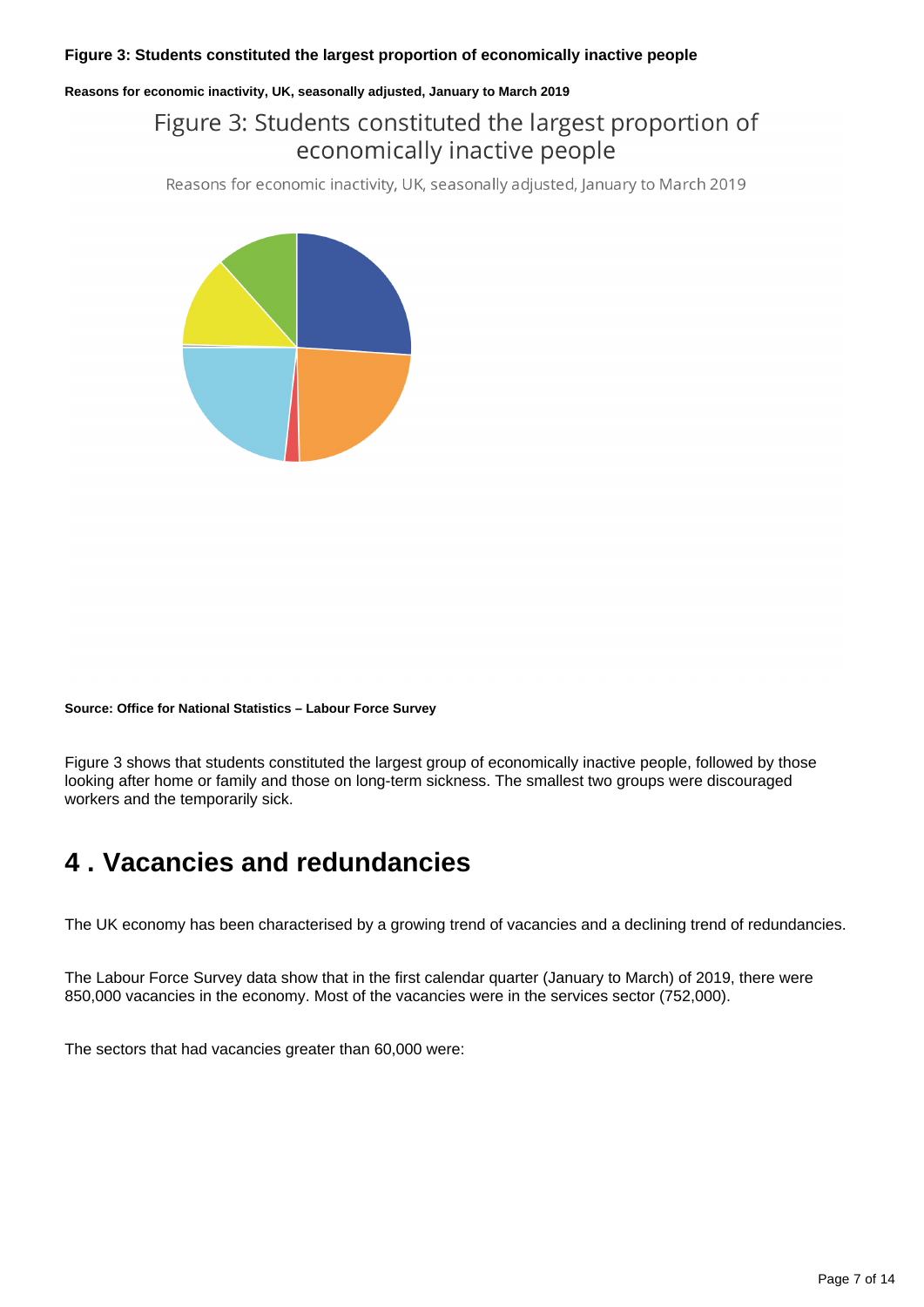**Figure 3: Students constituted the largest proportion of economically inactive people**

**Reasons for economic inactivity, UK, seasonally adjusted, January to March 2019**

**Source: Office for National Statistics – Labour Force Survey**

Figure 3 shows that students constituted the largest group of economically inactive people, followed by those looking after home or family and those on long-term sickness. The smallest two groups were discouraged workers and the temporarily sick.

## 4 . Vacancies and redundancies

The UK economy has been characterised by a growing trend of vacancies and a declining trend of redundancies.

The Labour Force Survey data show that in the first calendar quarter (January to March) of 2019, there were 850,000 vacancies in the economy. Most of the vacancies were in the services sector (752,000).

The sectors that had vacancies greater than 60,000 were: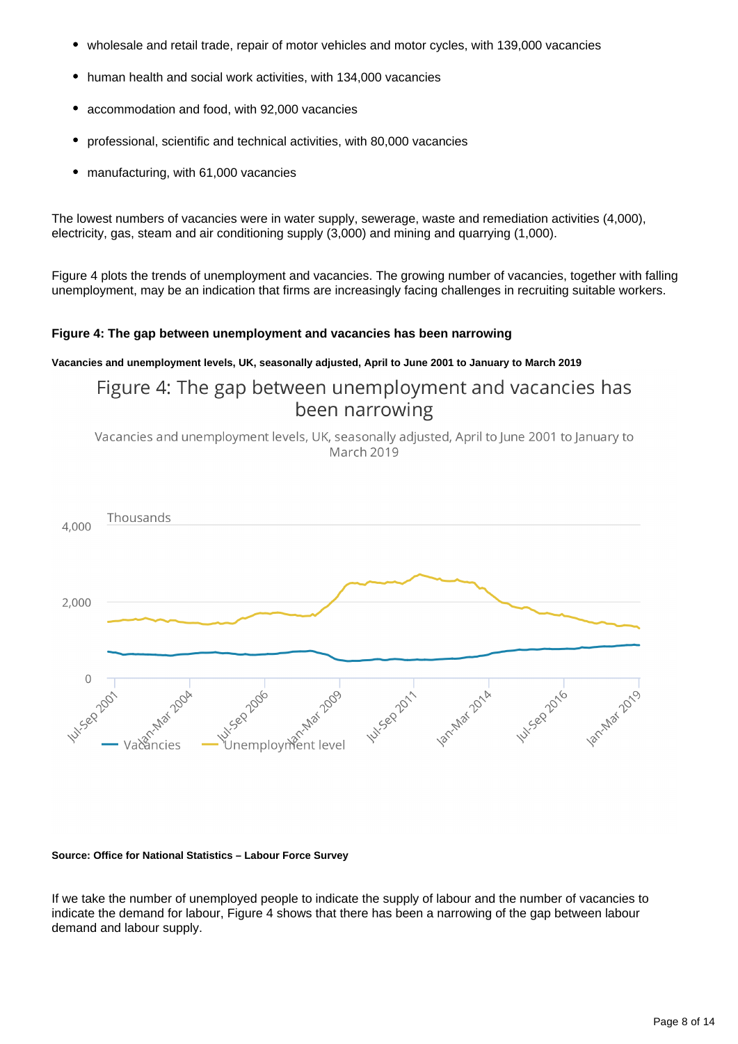- wholesale and retail trade, repair of motor vehicles and motor cycles, with 139,000 vacancies
- human health and social work activities, with 134,000 vacancies
- accommodation and food, with 92,000 vacancies
- professional, scientific and technical activities, with 80,000 vacancies
- manufacturing, with 61,000 vacancies

The lowest numbers of vacancies were in water supply, sewerage, waste and remediation activities (4,000), electricity, gas, steam and air conditioning supply (3,000) and mining and quarrying (1,000).

Figure 4 plots the trends of unemployment and vacancies. The growing number of vacancies, together with falling unemployment, may be an indication that firms are increasingly facing challenges in recruiting suitable workers.

**Figure 4: The gap between unemployment and vacancies has been narrowing**

**Vacancies and unemployment levels, UK, seasonally adjusted, April to June 2001 to January to March 2019**

**Source: Office for National Statistics – Labour Force Survey**

If we take the number of unemployed people to indicate the supply of labour and the number of vacancies to indicate the demand for labour, Figure 4 shows that there has been a narrowing of the gap between labour demand and labour supply.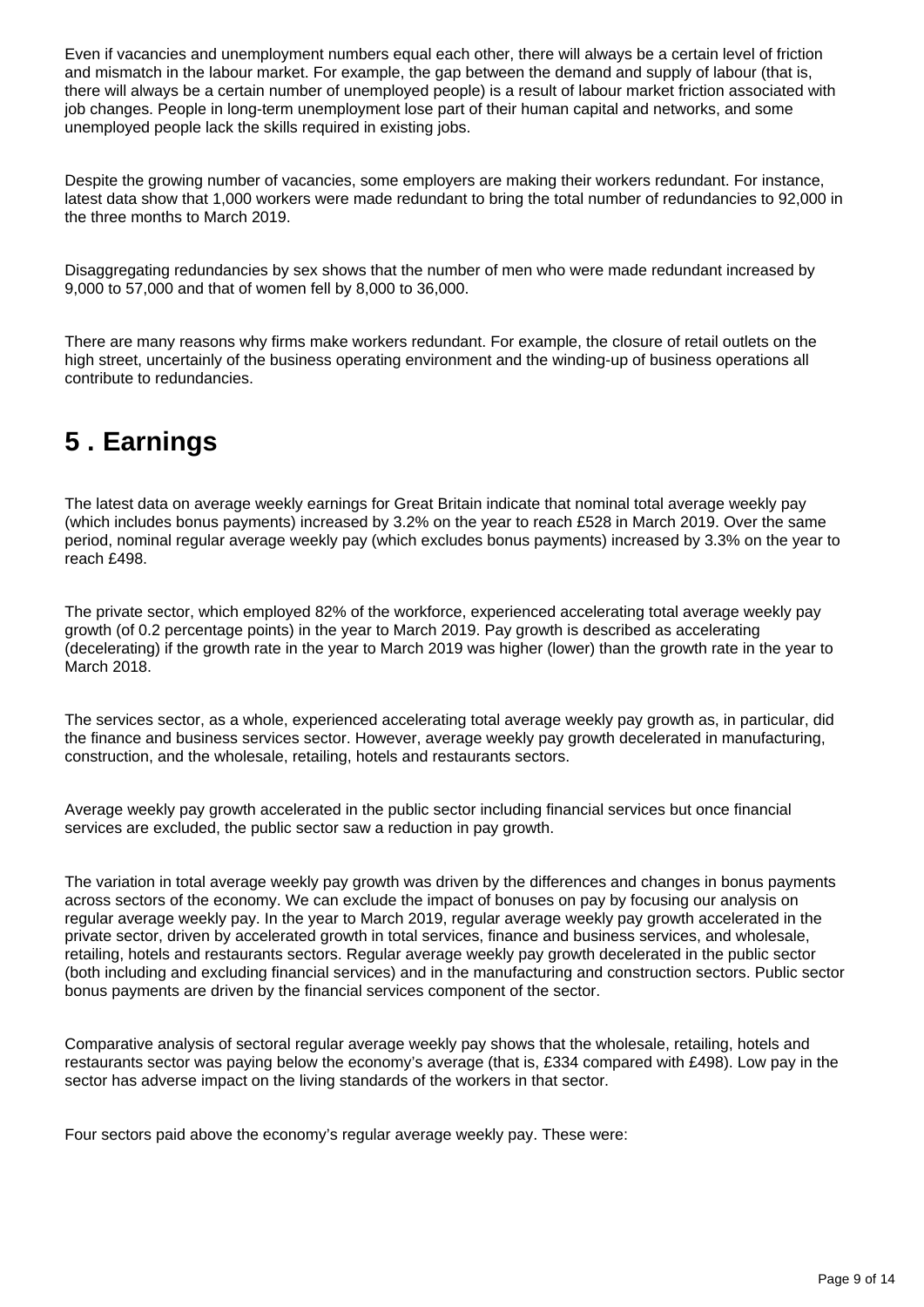Even if vacancies and unemployment numbers equal each other, there will always be a certain level of friction and mismatch in the labour market. For example, the gap between the demand and supply of labour (that is, there will always be a certain number of unemployed people) is a result of labour market friction associated with job changes. People in long-term unemployment lose part of their human capital and networks, and some unemployed people lack the skills required in existing jobs.

Despite the growing number of vacancies, some employers are making their workers redundant. For instance, latest data show that 1,000 workers were made redundant to bring the total number of redundancies to 92,000 in the three months to March 2019.

Disaggregating redundancies by sex shows that the number of men who were made redundant increased by 9,000 to 57,000 and that of women fell by 8,000 to 36,000.

There are many reasons why firms make workers redundant. For example, the closure of retail outlets on the high street, uncertainly of the business operating environment and the winding-up of business operations all contribute to redundancies.

# 5 . Earnings

The latest data on average weekly earnings for Great Britain indicate that nominal total average weekly pay (which includes bonus payments) increased by 3.2% on the year to reach £528 in March 2019. Over the same period, nominal regular average weekly pay (which excludes bonus payments) increased by 3.3% on the year to reach £498.

The private sector, which employed 82% of the workforce, experienced accelerating total average weekly pay growth (of 0.2 percentage points) in the year to March 2019. Pay growth is described as accelerating (decelerating) if the growth rate in the year to March 2019 was higher (lower) than the growth rate in the year to March 2018.

The services sector, as a whole, experienced accelerating total average weekly pay growth as, in particular, did the finance and business services sector. However, average weekly pay growth decelerated in manufacturing, construction, and the wholesale, retailing, hotels and restaurants sectors.

Average weekly pay growth accelerated in the public sector including financial services but once financial services are excluded, the public sector saw a reduction in pay growth.

The variation in total average weekly pay growth was driven by the differences and changes in bonus payments across sectors of the economy. We can exclude the impact of bonuses on pay by focusing our analysis on regular average weekly pay. In the year to March 2019, regular average weekly pay growth accelerated in the private sector, driven by accelerated growth in total services, finance and business services, and wholesale, retailing, hotels and restaurants sectors. Regular average weekly pay growth decelerated in the public sector (both including and excluding financial services) and in the manufacturing and construction sectors. Public sector bonus payments are driven by the financial services component of the sector.

Comparative analysis of sectoral regular average weekly pay shows that the wholesale, retailing, hotels and restaurants sector was paying below the economy's average (that is, £334 compared with £498). Low pay in the sector has adverse impact on the living standards of the workers in that sector.

Four sectors paid above the economy's regular average weekly pay. These were: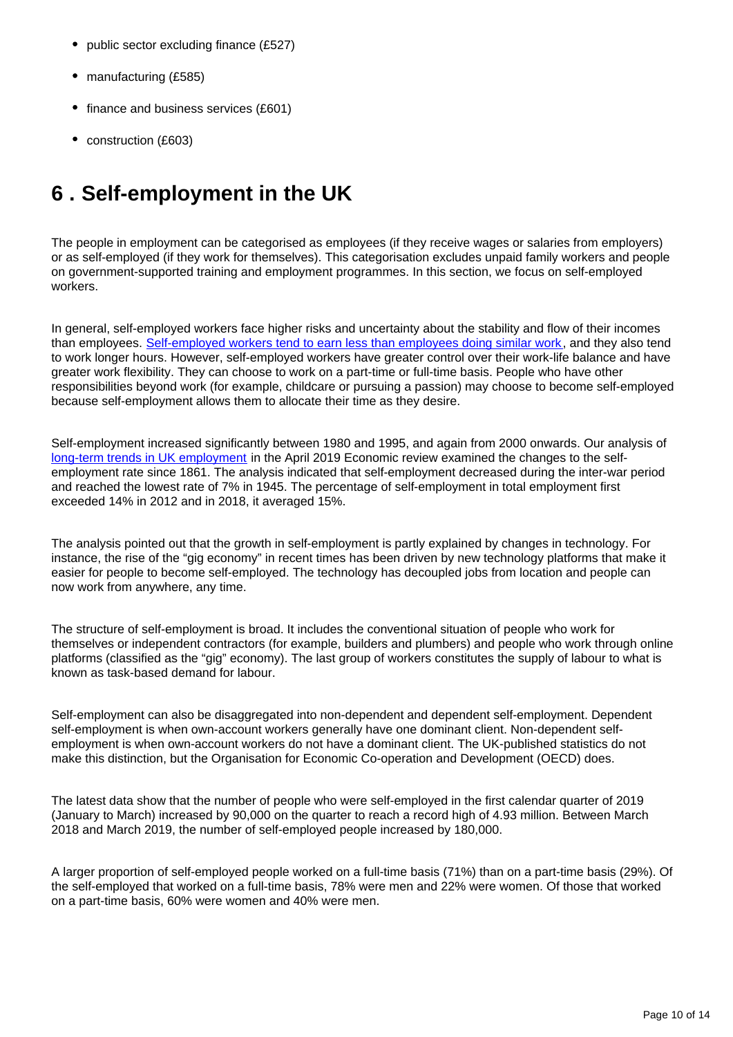- public sector excluding finance (£527)
- manufacturing (£585)
- finance and business services (£601)
- construction (£603)

# 6 . Self-employment in the UK

The people in employment can be categorised as employees (if they receive wages or salaries from employers) or as self-employed (if they work for themselves). This categorisation excludes unpaid family workers and people on government-supported training and employment programmes. In this section, we focus on self-employed workers.

In general, self-employed workers face higher risks and uncertainty about the stability and flow of their incomes than employees. Self-employed workers tend to earn less than employees doing similar work, and they also tend to work longer hours. However, self-employed workers have greater control over their work-life balance and have greater work flexibility. They can choose to work on a part-time or full-time basis. People who have other responsibilities beyond work (for example, childcare or pursuing a passion) may choose to become self-employed because self-employment allows them to allocate their time as they desire.

Self-employment increased significantly between 1980 and 1995, and again from 2000 onwards. Our analysis of long-term trends in UK employment in the April 2019 Economic review examined the changes to the self-employment rate since 1861. The analysis indicated that self-employment decreased during the inter-war period and reached the lowest rate of 7% in 1945. The percentage of self-employment in total employment first exceeded 14% in 2012 and in 2018, it averaged 15%.

The analysis pointed out that the growth in self-employment is partly explained by changes in technology. For instance, the rise of the "gig economy" in recent times has been driven by new technology platforms that make it easier for people to become self-employed. The technology has decoupled jobs from location and people can now work from anywhere, any time.

The structure of self-employment is broad. It includes the conventional situation of people who work for themselves or independent contractors (for example, builders and plumbers) and people who work through online platforms (classified as the "gig" economy). The last group of workers constitutes the supply of labour to what is known as task-based demand for labour.

Self-employment can also be disaggregated into non-dependent and dependent self-employment. Dependent self-employment is when own-account workers generally have one dominant client. Non-dependent self-employment is when own-account workers do not have a dominant client. The UK-published statistics do not make this distinction, but the Organisation for Economic Co-operation and Development (OECD) does.

The latest data show that the number of people who were self-employed in the first calendar quarter of 2019 (January to March) increased by 90,000 on the quarter to reach a record high of 4.93 million. Between March 2018 and March 2019, the number of self-employed people increased by 180,000.

A larger proportion of self-employed people worked on a full-time basis (71%) than on a part-time basis (29%). Of the self-employed that worked on a full-time basis, 78% were men and 22% were women. Of those that worked on a part-time basis, 60% were women and 40% were men.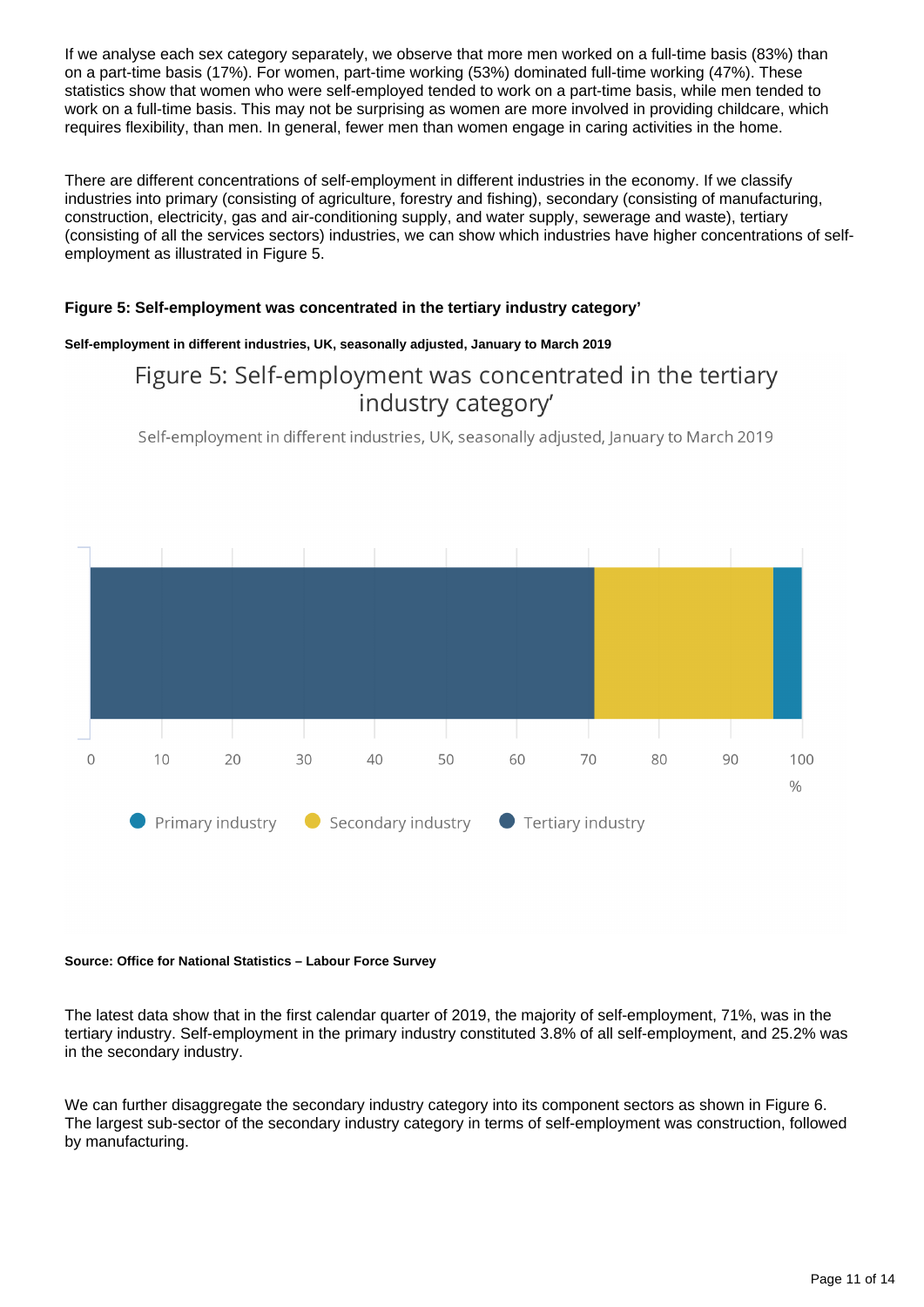If we analyse each sex category separately, we observe that more men worked on a full-time basis (83%) than on a part-time basis (17%). For women, part-time working (53%) dominated full-time working (47%). These statistics show that women who were self-employed tended to work on a part-time basis, while men tended to work on a full-time basis. This may not be surprising as women are more involved in providing childcare, which requires flexibility, than men. In general, fewer men than women engage in caring activities in the home.

There are different concentrations of self-employment in different industries in the economy. If we classify industries into primary (consisting of agriculture, forestry and fishing), secondary (consisting of manufacturing, construction, electricity, gas and air-conditioning supply, and water supply, sewerage and waste), tertiary (consisting of all the services sectors) industries, we can show which industries have higher concentrations of self-employment as illustrated in Figure 5.

**Figure 5: Self-employment was concentrated in the tertiary industry category'**

**Self-employment in different industries, UK, seasonally adjusted, January to March 2019**

Figure 5: Self-employment was concentrated in the tertiary industry category'

Self-employment in different industries, UK, seasonally adjusted, January to March 2019

0 10 20 30 40 50 60 70 80 90 100 %

Primary industry | Secondary industry | Tertiary industry

**Source: Office for National Statistics – Labour Force Survey**

The latest data show that in the first calendar quarter of 2019, the majority of self-employment, 71%, was in the tertiary industry. Self-employment in the primary industry constituted 3.8% of all self-employment, and 25.2% was in the secondary industry.

We can further disaggregate the secondary industry category into its component sectors as shown in Figure 6. The largest sub-sector of the secondary industry category in terms of self-employment was construction, followed by manufacturing.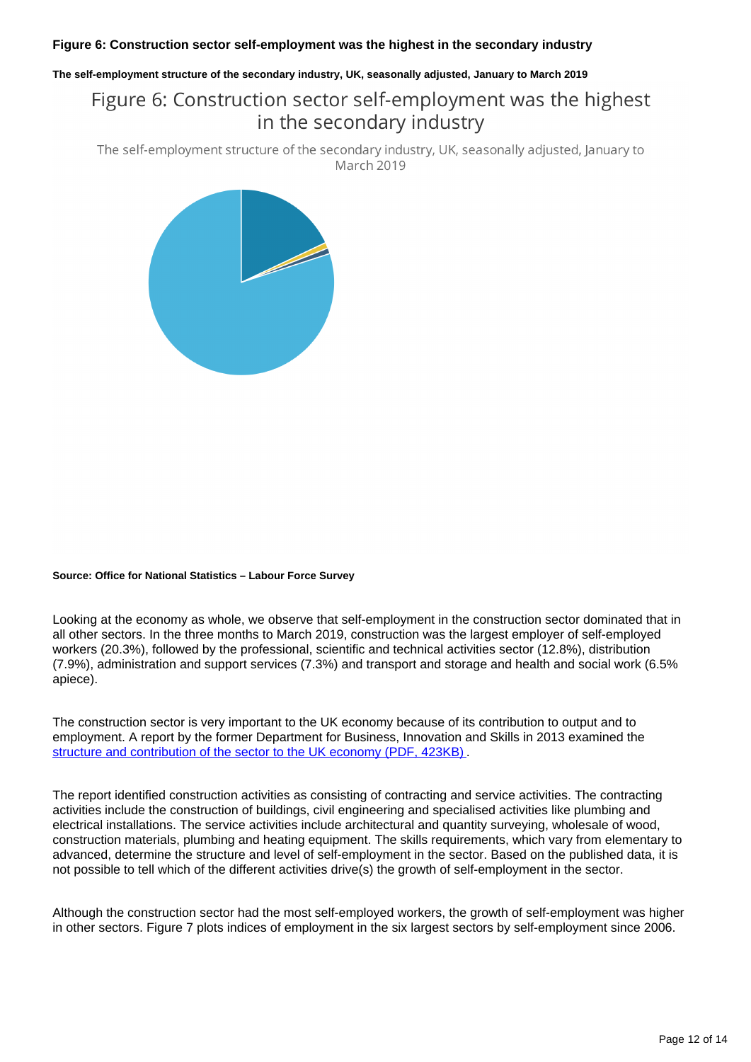**Figure 6: Construction sector self-employment was the highest in the secondary industry**

**The self-employment structure of the secondary industry, UK, seasonally adjusted, January to March 2019**

Figure 6: Construction sector self-employment was the highest in the secondary industry

The self-employment structure of the secondary industry, UK, seasonally adjusted, January to March 2019

**Source: Office for National Statistics – Labour Force Survey**

Looking at the economy as whole, we observe that self-employment in the construction sector dominated that in all other sectors. In the three months to March 2019, construction was the largest employer of self-employed workers (20.3%), followed by the professional, scientific and technical activities sector (12.8%), distribution (7.9%), administration and support services (7.3%) and transport and storage and health and social work (6.5% apiece).

The construction sector is very important to the UK economy because of its contribution to output and to employment. A report by the former Department for Business, Innovation and Skills in 2013 examined the structure and contribution of the sector to the UK economy (PDF, 423KB) .

The report identified construction activities as consisting of contracting and service activities. The contracting activities include the construction of buildings, civil engineering and specialised activities like plumbing and electrical installations. The service activities include architectural and quantity surveying, wholesale of wood, construction materials, plumbing and heating equipment. The skills requirements, which vary from elementary to advanced, determine the structure and level of self-employment in the sector. Based on the published data, it is not possible to tell which of the different activities drive(s) the growth of self-employment in the sector.

Although the construction sector had the most self-employed workers, the growth of self-employment was higher in other sectors. Figure 7 plots indices of employment in the six largest sectors by self-employment since 2006.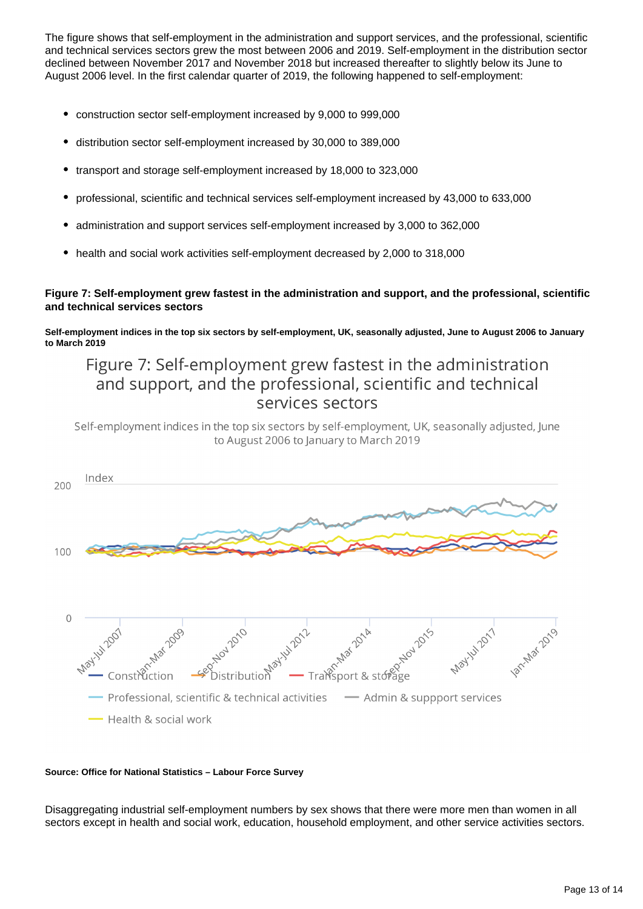The figure shows that self-employment in the administration and support services, and the professional, scientific and technical services sectors grew the most between 2006 and 2019. Self-employment in the distribution sector declined between November 2017 and November 2018 but increased thereafter to slightly below its June to August 2006 level. In the first calendar quarter of 2019, the following happened to self-employment:

- construction sector self-employment increased by 9,000 to 999,000
- distribution sector self-employment increased by 30,000 to 389,000
- transport and storage self-employment increased by 18,000 to 323,000
- professional, scientific and technical services self-employment increased by 43,000 to 633,000
- administration and support services self-employment increased by 3,000 to 362,000
- health and social work activities self-employment decreased by 2,000 to 318,000

**Figure 7: Self-employment grew fastest in the administration and support, and the professional, scientific and technical services sectors**

**Self-employment indices in the top six sectors by self-employment, UK, seasonally adjusted, June to August 2006 to January to March 2019**

Source: Office for National Statistics – Labour Force Survey

Disaggregating industrial self-employment numbers by sex shows that there were more men than women in all sectors except in health and social work, education, household employment, and other service activities sectors.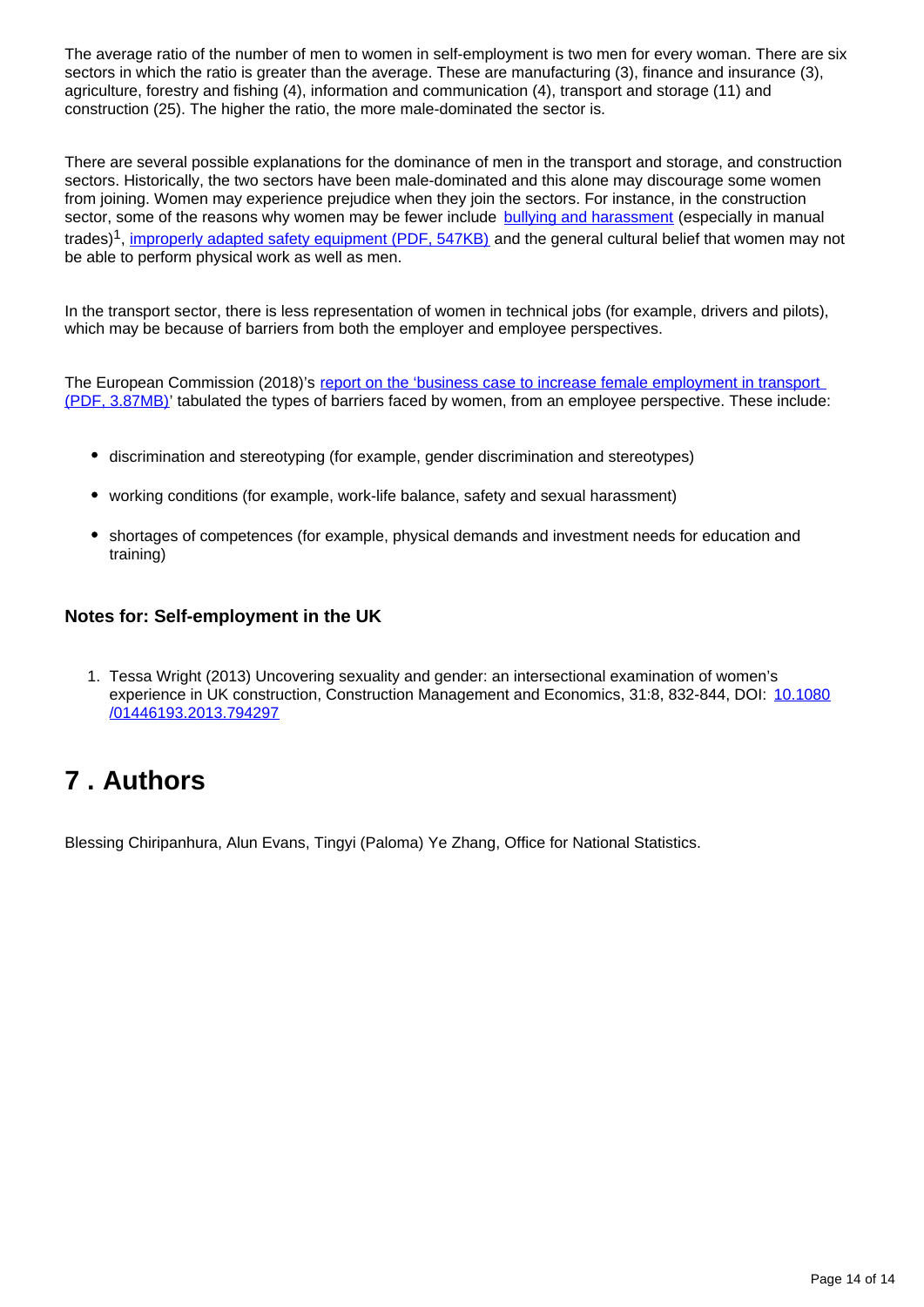The average ratio of the number of men to women in self-employment is two men for every woman. There are six sectors in which the ratio is greater than the average. These are manufacturing (3), finance and insurance (3), agriculture, forestry and fishing (4), information and communication (4), transport and storage (11) and construction (25). The higher the ratio, the more male-dominated the sector is.

There are several possible explanations for the dominance of men in the transport and storage, and construction sectors. Historically, the two sectors have been male-dominated and this alone may discourage some women from joining. Women may experience prejudice when they join the sectors. For instance, in the construction sector, some of the reasons why women may be fewer include bullying and harassment (especially in manual trades)[1], improperly adapted safety equipment (PDF, 547KB) and the general cultural belief that women may not be able to perform physical work as well as men.

In the transport sector, there is less representation of women in technical jobs (for example, drivers and pilots), which may be because of barriers from both the employer and employee perspectives.

The European Commission (2018)'s report on the 'business case to increase female employment in transport (PDF, 3.87MB)' tabulated the types of barriers faced by women, from an employee perspective. These include:

- discrimination and stereotyping (for example, gender discrimination and stereotypes)
- working conditions (for example, work-life balance, safety and sexual harassment)
- shortages of competences (for example, physical demands and investment needs for education and training)

### Notes for: Self-employment in the UK

1. Tessa Wright (2013) Uncovering sexuality and gender: an intersectional examination of women's experience in UK construction, Construction Management and Economics, 31:8, 832-844, DOI: 10.1080/01446193.2013.794297

## 7 . Authors

Blessing Chiripanhura, Alun Evans, Tingyi (Paloma) Ye Zhang, Office for National Statistics.